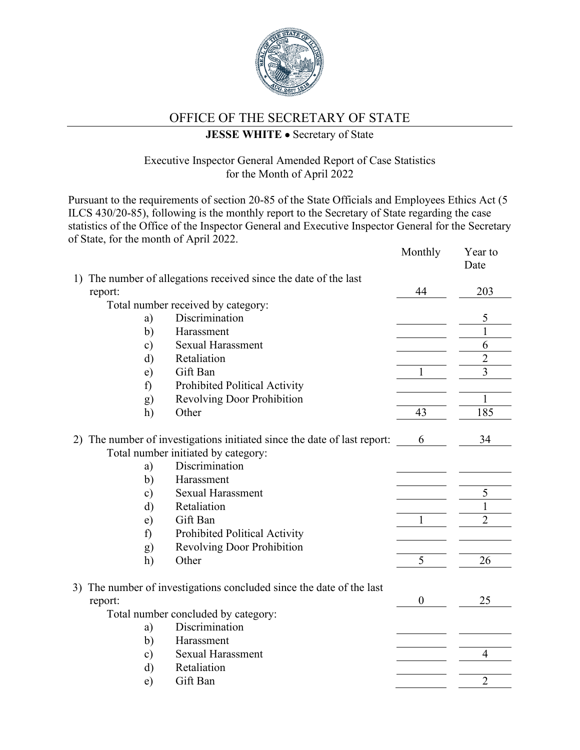# OFFICE OF THE SECRETARY OF STATE

**JESSE WHITE** • Secretary of State

Executive Inspector General Amended Report of Case Statistics
for the Month of April 2022

Pursuant to the requirements of section 20-85 of the State Officials and Employees Ethics Act (5 ILCS 430/20-85), following is the monthly report to the Secretary of State regarding the case statistics of the Office of the Inspector General and Executive Inspector General for the Secretary of State, for the month of April 2022.

| | | Monthly | Year to Date |
|---|---|---|---|
| 1) The number of allegations received since the date of the last report: | | 44 | 203 |
| Total number received by category: | | | |
| a) | Discrimination | | 5 |
| b) | Harassment | | 1 |
| c) | Sexual Harassment | | 6 |
| d) | Retaliation | | 2 |
| e) | Gift Ban | 1 | 3 |
| f) | Prohibited Political Activity | | |
| g) | Revolving Door Prohibition | | 1 |
| h) | Other | 43 | 185 |
| 2) The number of investigations initiated since the date of last report: | | 6 | 34 |
| Total number initiated by category: | | | |
| a) | Discrimination | | |
| b) | Harassment | | |
| c) | Sexual Harassment | | 5 |
| d) | Retaliation | | 1 |
| e) | Gift Ban | 1 | 2 |
| f) | Prohibited Political Activity | | |
| g) | Revolving Door Prohibition | | |
| h) | Other | 5 | 26 |
| 3) The number of investigations concluded since the date of the last report: | | 0 | 25 |
| Total number concluded by category: | | | |
| a) | Discrimination | | |
| b) | Harassment | | |
| c) | Sexual Harassment | | 4 |
| d) | Retaliation | | |
| e) | Gift Ban | | 2 |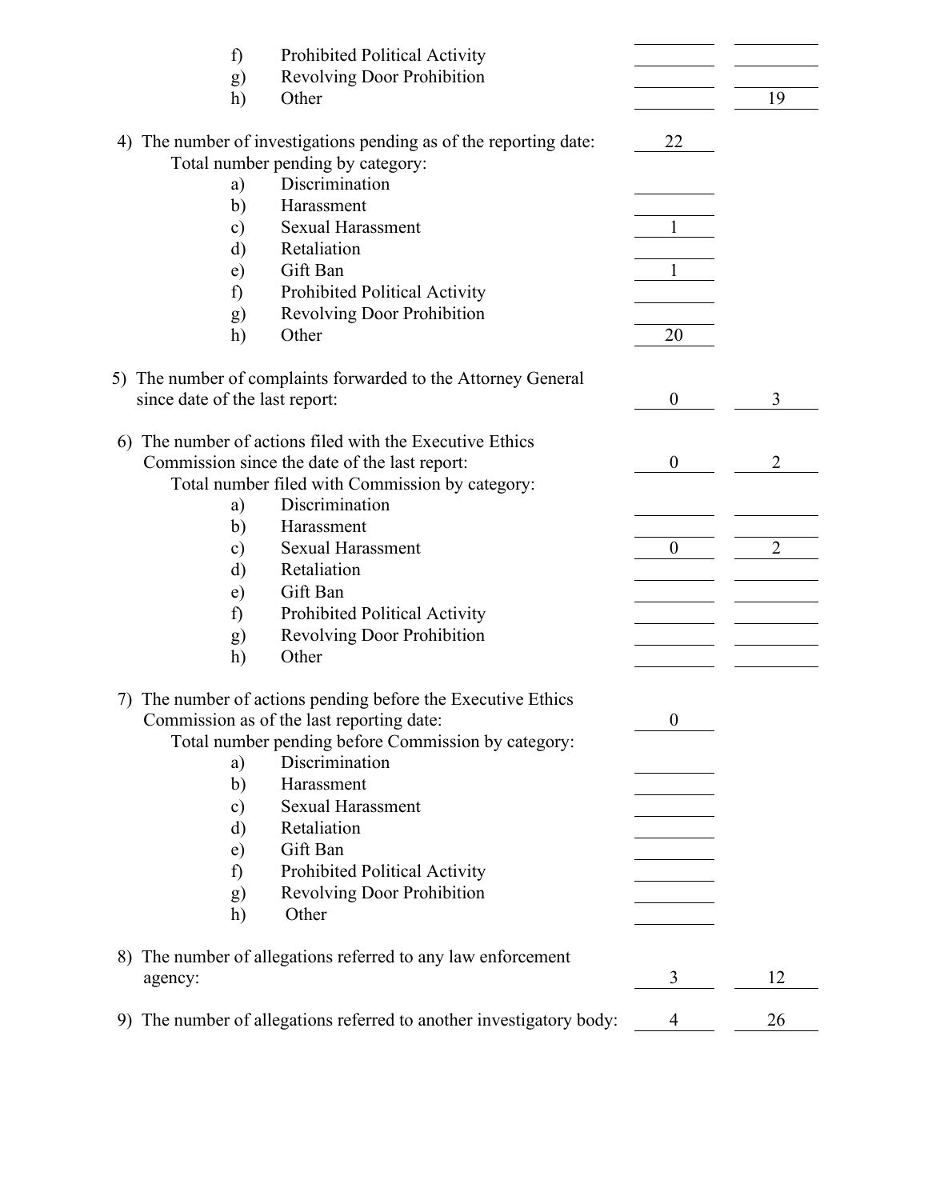| | | |
|---|---|---|
| f) Prohibited Political Activity | | |
| g) Revolving Door Prohibition | | |
| h) Other | | 19 |

| | | |
|---|---|---|
| 4) The number of investigations pending as of the reporting date: | 22 | |
| Total number pending by category: | | |
| a) Discrimination | | |
| b) Harassment | | |
| c) Sexual Harassment | 1 | |
| d) Retaliation | | |
| e) Gift Ban | 1 | |
| f) Prohibited Political Activity | | |
| g) Revolving Door Prohibition | | |
| h) Other | 20 | |
| 5) The number of complaints forwarded to the Attorney General since date of the last report: | 0 | 3 |
| 6) The number of actions filed with the Executive Ethics Commission since the date of the last report: | 0 | 2 |
| Total number filed with Commission by category: | | |
| a) Discrimination | | |
| b) Harassment | | |
| c) Sexual Harassment | 0 | 2 |
| d) Retaliation | | |
| e) Gift Ban | | |
| f) Prohibited Political Activity | | |
| g) Revolving Door Prohibition | | |
| h) Other | | |
| 7) The number of actions pending before the Executive Ethics Commission as of the last reporting date: | 0 | |
| Total number pending before Commission by category: | | |
| a) Discrimination | | |
| b) Harassment | | |
| c) Sexual Harassment | | |
| d) Retaliation | | |
| e) Gift Ban | | |
| f) Prohibited Political Activity | | |
| g) Revolving Door Prohibition | | |
| h) Other | | |
| 8) The number of allegations referred to any law enforcement agency: | 3 | 12 |
| 9) The number of allegations referred to another investigatory body: | 4 | 26 |